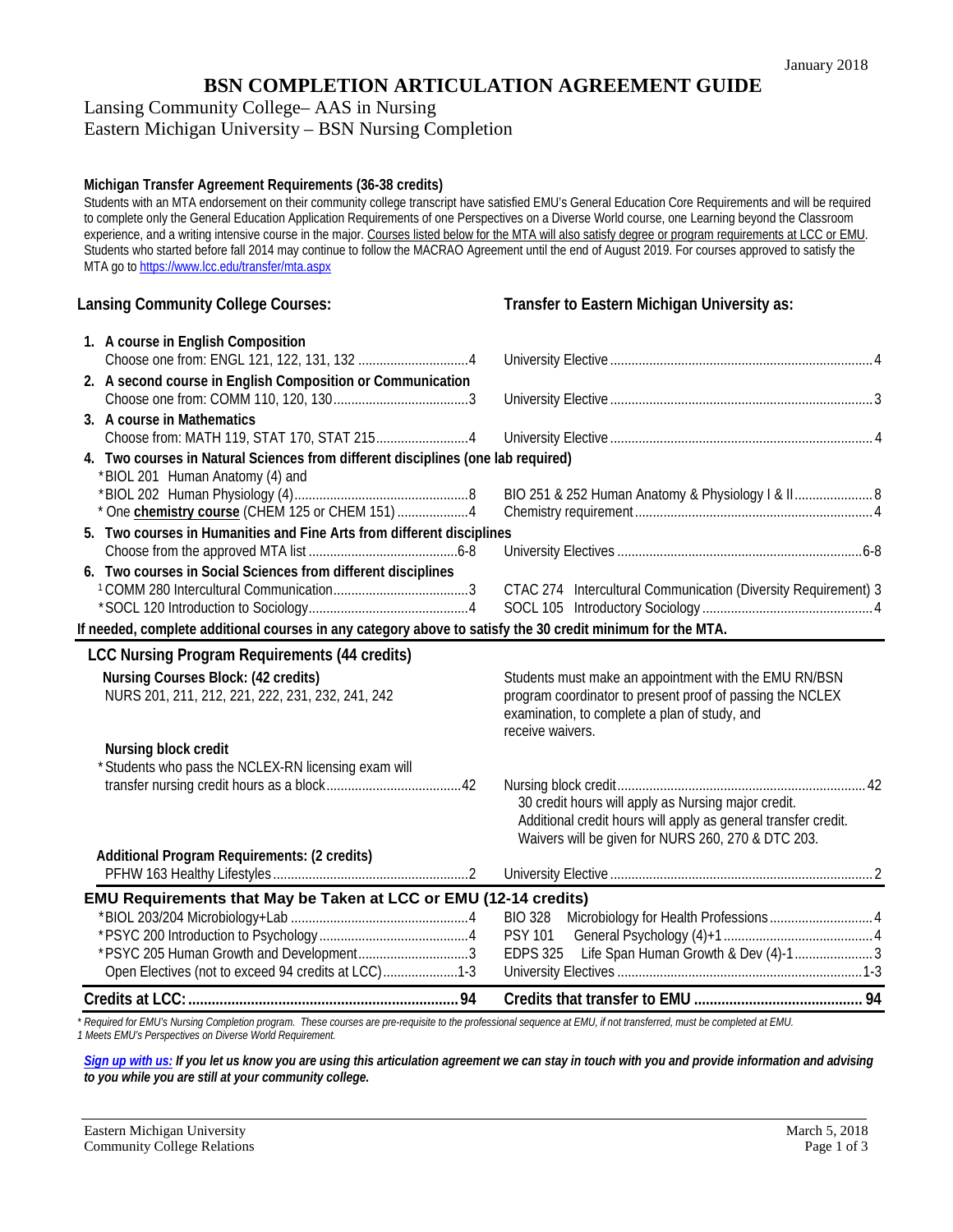January 2018

# BSN COMPLETION ARTICULATION AGREEMENT GUIDE

Lansing Community College– AAS in Nursing
Eastern Michigan University – BSN Nursing Completion

**Michigan Transfer Agreement Requirements (36-38 credits)**

Students with an MTA endorsement on their community college transcript have satisfied EMU's General Education Core Requirements and will be required to complete only the General Education Application Requirements of one Perspectives on a Diverse World course, one Learning beyond the Classroom experience, and a writing intensive course in the major. Courses listed below for the MTA will also satisfy degree or program requirements at LCC or EMU. Students who started before fall 2014 may continue to follow the MACRAO Agreement until the end of August 2019. For courses approved to satisfy the MTA go to https://www.lcc.edu/transfer/mta.aspx

| Lansing Community College Courses: | Transfer to Eastern Michigan University as: |
|---|---|
| **1. A course in English Composition** | |
| Choose one from: ENGL 121, 122, 131, 132 ....4 | University Elective ....4 |
| **2. A second course in English Composition or Communication** | |
| Choose one from: COMM 110, 120, 130 ....3 | University Elective ....3 |
| **3. A course in Mathematics** | |
| Choose from: MATH 119, STAT 170, STAT 215 ....4 | University Elective ....4 |
| **4. Two courses in Natural Sciences from different disciplines (one lab required)** | |
| *BIOL 201 Human Anatomy (4) and *BIOL 202 Human Physiology (4) ....8 | BIO 251 & 252 Human Anatomy & Physiology I & II ....8 |
| * One **chemistry course** (CHEM 125 or CHEM 151) ....4 | Chemistry requirement ....4 |
| **5. Two courses in Humanities and Fine Arts from different disciplines** | |
| Choose from the approved MTA list ....6-8 | University Electives ....6-8 |
| **6. Two courses in Social Sciences from different disciplines** | |
| [1] COMM 280 Intercultural Communication ....3 | CTAC 274 Intercultural Communication (Diversity Requirement) 3 |
| *SOCL 120 Introduction to Sociology ....4 | SOCL 105 Introductory Sociology ....4 |

**If needed, complete additional courses in any category above to satisfy the 30 credit minimum for the MTA.**

## LCC Nursing Program Requirements (44 credits)

| | |
|---|---|
| **Nursing Courses Block: (42 credits)** NURS 201, 211, 212, 221, 222, 231, 232, 241, 242 | Students must make an appointment with the EMU RN/BSN program coordinator to present proof of passing the NCLEX examination, to complete a plan of study, and receive waivers. |
| **Nursing block credit** *Students who pass the NCLEX-RN licensing exam will transfer nursing credit hours as a block ....42 | Nursing block credit ....42 30 credit hours will apply as Nursing major credit. Additional credit hours will apply as general transfer credit. Waivers will be given for NURS 260, 270 & DTC 203. |
| **Additional Program Requirements: (2 credits)** | |
| PFHW 163 Healthy Lifestyles ....2 | University Elective ....2 |

## EMU Requirements that May be Taken at LCC or EMU (12-14 credits)

| | |
|---|---|
| *BIOL 203/204 Microbiology+Lab ....4 | BIO 328 Microbiology for Health Professions ....4 |
| *PSYC 200 Introduction to Psychology ....4 | PSY 101 General Psychology (4)+1 ....4 |
| *PSYC 205 Human Growth and Development ....3 | EDPS 325 Life Span Human Growth & Dev (4)-1 ....3 |
| Open Electives (not to exceed 94 credits at LCC) ....1-3 | University Electives ....1-3 |
| **Credits at LCC: ....94** | **Credits that transfer to EMU ....94** |

*\* Required for EMU's Nursing Completion program. These courses are pre-requisite to the professional sequence at EMU, if not transferred, must be completed at EMU.*
*1 Meets EMU's Perspectives on Diverse World Requirement.*

***Sign up with us:** If you let us know you are using this articulation agreement we can stay in touch with you and provide information and advising to you while you are still at your community college.*

Eastern Michigan University
Community College Relations

March 5, 2018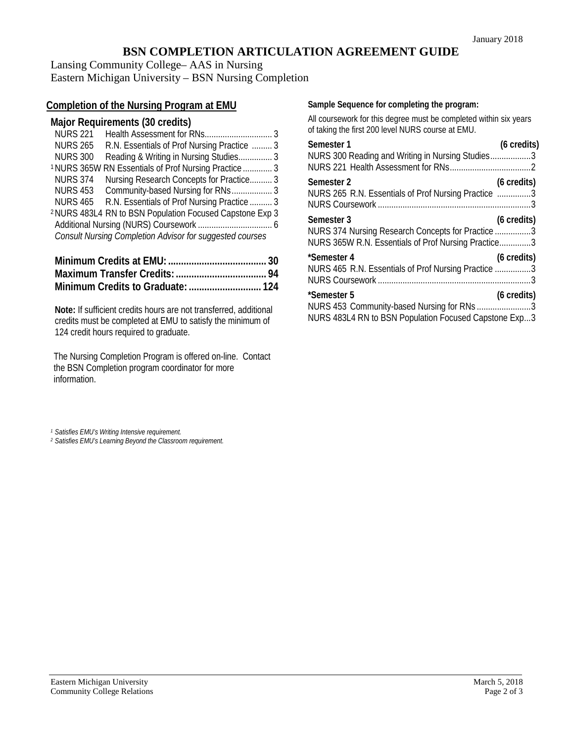January 2018

# BSN COMPLETION ARTICULATION AGREEMENT GUIDE

Lansing Community College– AAS in Nursing
Eastern Michigan University – BSN Nursing Completion

## Completion of the Nursing Program at EMU

### Major Requirements (30 credits)

| | | |
|---|---|---|
| NURS 221 | Health Assessment for RNs | 3 |
| NURS 265 | R.N. Essentials of Prof Nursing Practice | 3 |
| NURS 300 | Reading & Writing in Nursing Studies | 3 |
| [1] NURS 365W | RN Essentials of Prof Nursing Practice | 3 |
| NURS 374 | Nursing Research Concepts for Practice | 3 |
| NURS 453 | Community-based Nursing for RNs | 3 |
| NURS 465 | R.N. Essentials of Prof Nursing Practice | 3 |
| [2] NURS 483L4 | RN to BSN Population Focused Capstone Exp | 3 |
| Additional Nursing (NURS) Coursework | | 6 |

*Consult Nursing Completion Advisor for suggested courses*

**Minimum Credits at EMU: 30**
**Maximum Transfer Credits: 94**
**Minimum Credits to Graduate: 124**

**Note:** If sufficient credits hours are not transferred, additional credits must be completed at EMU to satisfy the minimum of 124 credit hours required to graduate.

The Nursing Completion Program is offered on-line. Contact the BSN Completion program coordinator for more information.

### Sample Sequence for completing the program:

All coursework for this degree must be completed within six years of taking the first 200 level NURS course at EMU.

**Semester 1 (6 credits)**
- NURS 300 Reading and Writing in Nursing Studies ... 3
- NURS 221 Health Assessment for RNs ... 2

**Semester 2 (6 credits)**
- NURS 265 R.N. Essentials of Prof Nursing Practice ... 3
- NURS Coursework ... 3

**Semester 3 (6 credits)**
- NURS 374 Nursing Research Concepts for Practice ... 3
- NURS 365W R.N. Essentials of Prof Nursing Practice ... 3

***Semester 4 (6 credits)**
- NURS 465 R.N. Essentials of Prof Nursing Practice ... 3
- NURS Coursework ... 3

***Semester 5 (6 credits)**
- NURS 453 Community-based Nursing for RNs ... 3
- NURS 483L4 RN to BSN Population Focused Capstone Exp ... 3

[1] *Satisfies EMU's Writing Intensive requirement.*
[2] *Satisfies EMU's Learning Beyond the Classroom requirement.*

Eastern Michigan University
Community College Relations
March 5, 2018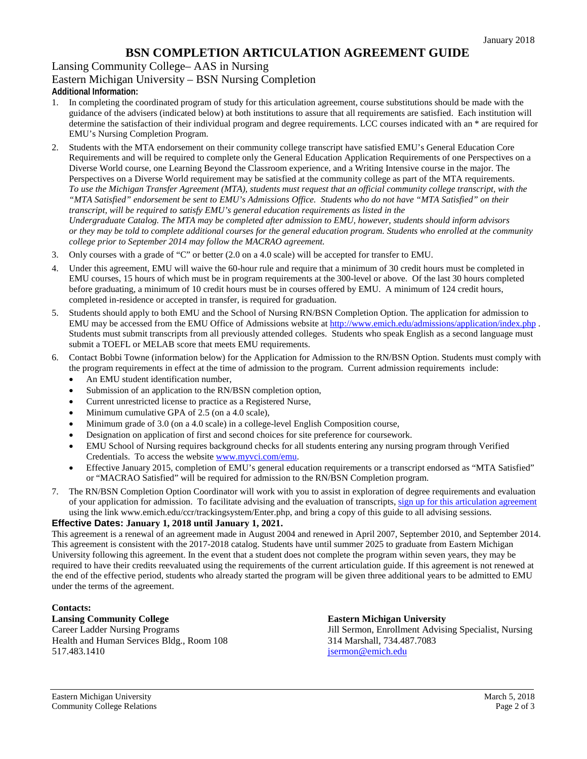January 2018

# BSN COMPLETION ARTICULATION AGREEMENT GUIDE

## Lansing Community College– AAS in Nursing

## Eastern Michigan University – BSN Nursing Completion

**Additional Information:**

1. In completing the coordinated program of study for this articulation agreement, course substitutions should be made with the guidance of the advisers (indicated below) at both institutions to assure that all requirements are satisfied. Each institution will determine the satisfaction of their individual program and degree requirements. LCC courses indicated with an * are required for EMU's Nursing Completion Program.
2. Students with the MTA endorsement on their community college transcript have satisfied EMU's General Education Core Requirements and will be required to complete only the General Education Application Requirements of one Perspectives on a Diverse World course, one Learning Beyond the Classroom experience, and a Writing Intensive course in the major. The Perspectives on a Diverse World requirement may be satisfied at the community college as part of the MTA requirements. *To use the Michigan Transfer Agreement (MTA), students must request that an official community college transcript, with the "MTA Satisfied" endorsement be sent to EMU's Admissions Office. Students who do not have "MTA Satisfied" on their transcript, will be required to satisfy EMU's general education requirements as listed in the Undergraduate Catalog. The MTA may be completed after admission to EMU, however, students should inform advisors or they may be told to complete additional courses for the general education program. Students who enrolled at the community college prior to September 2014 may follow the MACRAO agreement.*
3. Only courses with a grade of "C" or better (2.0 on a 4.0 scale) will be accepted for transfer to EMU.
4. Under this agreement, EMU will waive the 60-hour rule and require that a minimum of 30 credit hours must be completed in EMU courses, 15 hours of which must be in program requirements at the 300-level or above. Of the last 30 hours completed before graduating, a minimum of 10 credit hours must be in courses offered by EMU. A minimum of 124 credit hours, completed in-residence or accepted in transfer, is required for graduation.
5. Students should apply to both EMU and the School of Nursing RN/BSN Completion Option. The application for admission to EMU may be accessed from the EMU Office of Admissions website at http://www.emich.edu/admissions/application/index.php . Students must submit transcripts from all previously attended colleges. Students who speak English as a second language must submit a TOEFL or MELAB score that meets EMU requirements.
6. Contact Bobbi Towne (information below) for the Application for Admission to the RN/BSN Option. Students must comply with the program requirements in effect at the time of admission to the program. Current admission requirements include:
   - An EMU student identification number,
   - Submission of an application to the RN/BSN completion option,
   - Current unrestricted license to practice as a Registered Nurse,
   - Minimum cumulative GPA of 2.5 (on a 4.0 scale),
   - Minimum grade of 3.0 (on a 4.0 scale) in a college-level English Composition course,
   - Designation on application of first and second choices for site preference for coursework.
   - EMU School of Nursing requires background checks for all students entering any nursing program through Verified Credentials. To access the website www.myvci.com/emu.
   - Effective January 2015, completion of EMU's general education requirements or a transcript endorsed as "MTA Satisfied" or "MACRAO Satisfied" will be required for admission to the RN/BSN Completion program.
7. The RN/BSN Completion Option Coordinator will work with you to assist in exploration of degree requirements and evaluation of your application for admission. To facilitate advising and the evaluation of transcripts, sign up for this articulation agreement using the link www.emich.edu/ccr/trackingsystem/Enter.php, and bring a copy of this guide to all advising sessions.

**Effective Dates: January 1, 2018 until January 1, 2021.**

This agreement is a renewal of an agreement made in August 2004 and renewed in April 2007, September 2010, and September 2014. This agreement is consistent with the 2017-2018 catalog. Students have until summer 2025 to graduate from Eastern Michigan University following this agreement. In the event that a student does not complete the program within seven years, they may be required to have their credits reevaluated using the requirements of the current articulation guide. If this agreement is not renewed at the end of the effective period, students who already started the program will be given three additional years to be admitted to EMU under the terms of the agreement.

**Contacts:**

**Lansing Community College**
Career Ladder Nursing Programs
Health and Human Services Bldg., Room 108
517.483.1410

**Eastern Michigan University**
Jill Sermon, Enrollment Advising Specialist, Nursing
314 Marshall, 734.487.7083
jsermon@emich.edu